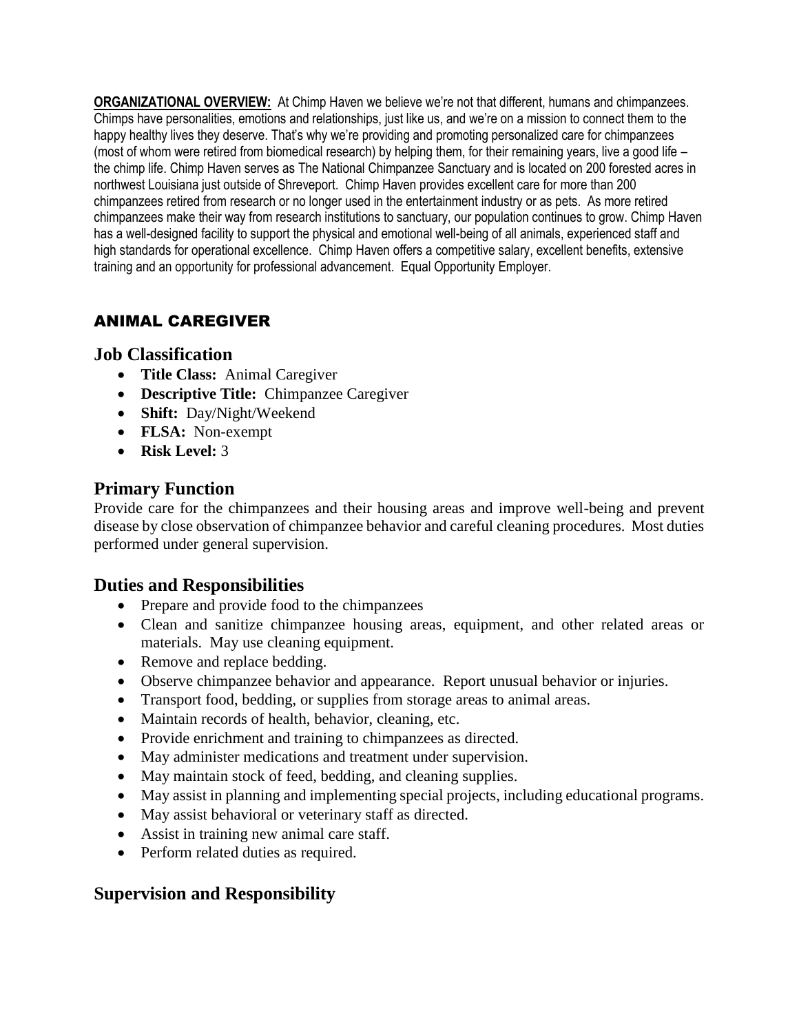**ORGANIZATIONAL OVERVIEW:** At Chimp Haven we believe we're not that different, humans and chimpanzees. Chimps have personalities, emotions and relationships, just like us, and we're on a mission to connect them to the happy healthy lives they deserve. That's why we're providing and promoting personalized care for chimpanzees (most of whom were retired from biomedical research) by helping them, for their remaining years, live a good life – the chimp life. Chimp Haven serves as The National Chimpanzee Sanctuary and is located on 200 forested acres in northwest Louisiana just outside of Shreveport. Chimp Haven provides excellent care for more than 200 chimpanzees retired from research or no longer used in the entertainment industry or as pets. As more retired chimpanzees make their way from research institutions to sanctuary, our population continues to grow. Chimp Haven has a well-designed facility to support the physical and emotional well-being of all animals, experienced staff and high standards for operational excellence. Chimp Haven offers a competitive salary, excellent benefits, extensive training and an opportunity for professional advancement. Equal Opportunity Employer.

# ANIMAL CAREGIVER

## Job Classification

- **Title Class:** Animal Caregiver
- **Descriptive Title:** Chimpanzee Caregiver
- **Shift:** Day/Night/Weekend
- **FLSA:** Non-exempt
- **Risk Level:** 3

## Primary Function

Provide care for the chimpanzees and their housing areas and improve well-being and prevent disease by close observation of chimpanzee behavior and careful cleaning procedures. Most duties performed under general supervision.

## Duties and Responsibilities

- Prepare and provide food to the chimpanzees
- Clean and sanitize chimpanzee housing areas, equipment, and other related areas or materials. May use cleaning equipment.
- Remove and replace bedding.
- Observe chimpanzee behavior and appearance. Report unusual behavior or injuries.
- Transport food, bedding, or supplies from storage areas to animal areas.
- Maintain records of health, behavior, cleaning, etc.
- Provide enrichment and training to chimpanzees as directed.
- May administer medications and treatment under supervision.
- May maintain stock of feed, bedding, and cleaning supplies.
- May assist in planning and implementing special projects, including educational programs.
- May assist behavioral or veterinary staff as directed.
- Assist in training new animal care staff.
- Perform related duties as required.

## Supervision and Responsibility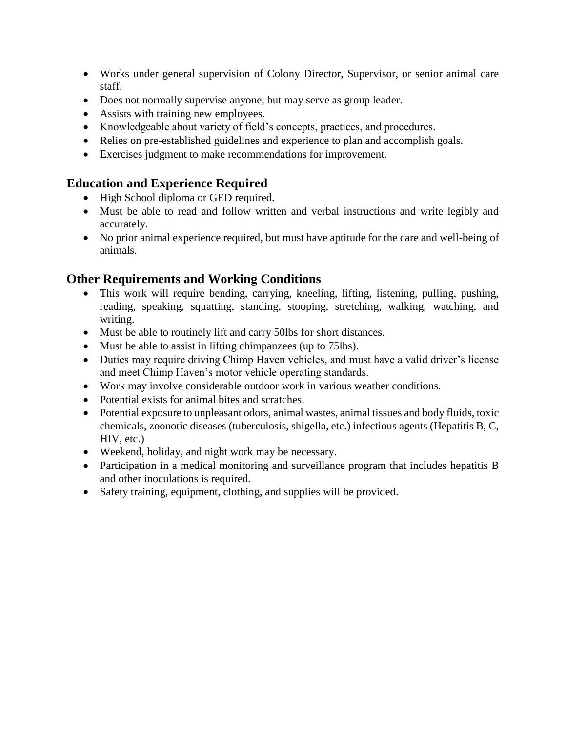- Works under general supervision of Colony Director, Supervisor, or senior animal care staff.
- Does not normally supervise anyone, but may serve as group leader.
- Assists with training new employees.
- Knowledgeable about variety of field's concepts, practices, and procedures.
- Relies on pre-established guidelines and experience to plan and accomplish goals.
- Exercises judgment to make recommendations for improvement.

## Education and Experience Required

- High School diploma or GED required.
- Must be able to read and follow written and verbal instructions and write legibly and accurately.
- No prior animal experience required, but must have aptitude for the care and well-being of animals.

## Other Requirements and Working Conditions

- This work will require bending, carrying, kneeling, lifting, listening, pulling, pushing, reading, speaking, squatting, standing, stooping, stretching, walking, watching, and writing.
- Must be able to routinely lift and carry 50lbs for short distances.
- Must be able to assist in lifting chimpanzees (up to 75lbs).
- Duties may require driving Chimp Haven vehicles, and must have a valid driver's license and meet Chimp Haven's motor vehicle operating standards.
- Work may involve considerable outdoor work in various weather conditions.
- Potential exists for animal bites and scratches.
- Potential exposure to unpleasant odors, animal wastes, animal tissues and body fluids, toxic chemicals, zoonotic diseases (tuberculosis, shigella, etc.) infectious agents (Hepatitis B, C, HIV, etc.)
- Weekend, holiday, and night work may be necessary.
- Participation in a medical monitoring and surveillance program that includes hepatitis B and other inoculations is required.
- Safety training, equipment, clothing, and supplies will be provided.